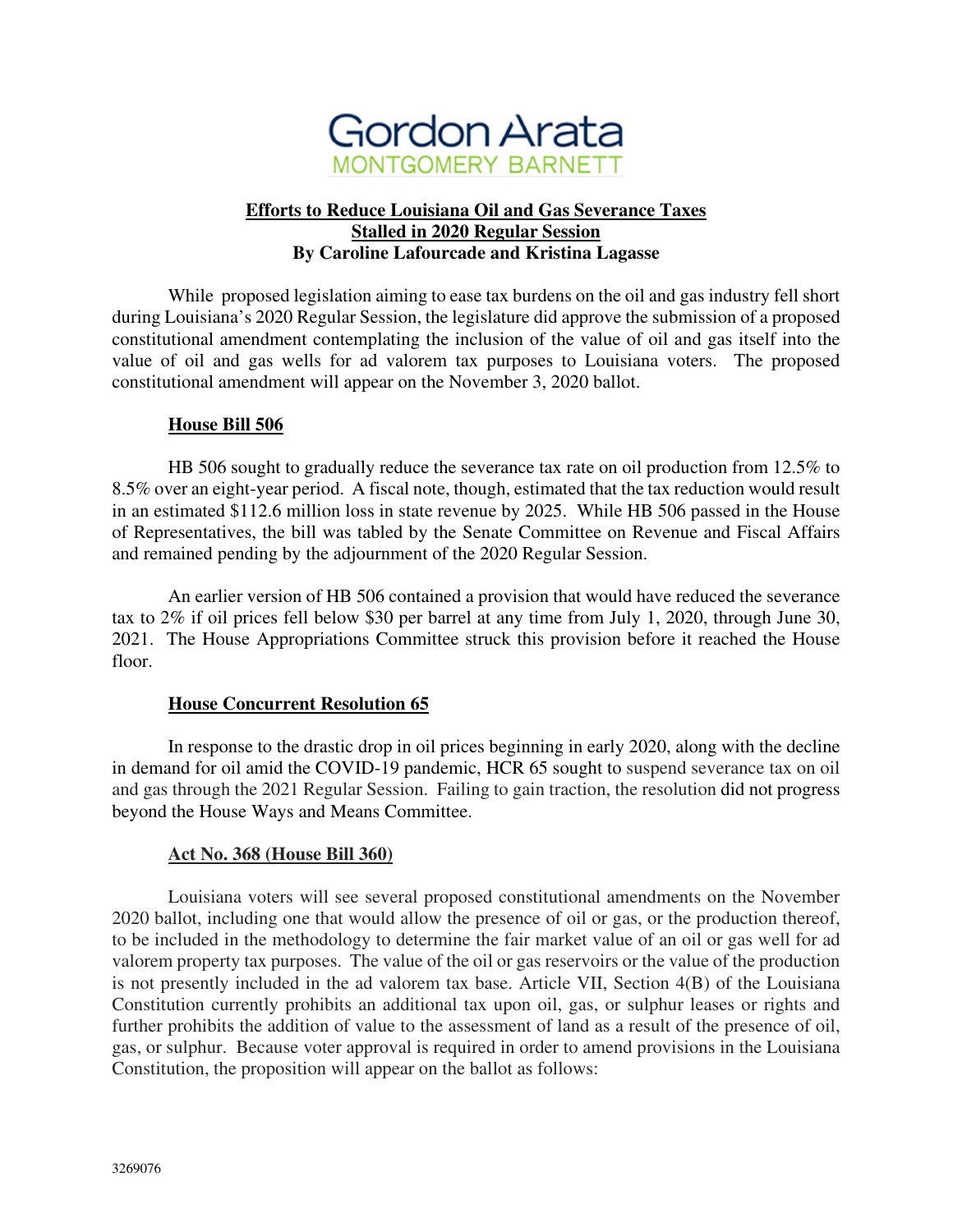Gordon Arata
MONTGOMERY BARNETT

**Efforts to Reduce Louisiana Oil and Gas Severance Taxes Stalled in 2020 Regular Session**
**By Caroline Lafourcade and Kristina Lagasse**

While proposed legislation aiming to ease tax burdens on the oil and gas industry fell short during Louisiana's 2020 Regular Session, the legislature did approve the submission of a proposed constitutional amendment contemplating the inclusion of the value of oil and gas itself into the value of oil and gas wells for ad valorem tax purposes to Louisiana voters. The proposed constitutional amendment will appear on the November 3, 2020 ballot.

## House Bill 506

HB 506 sought to gradually reduce the severance tax rate on oil production from 12.5% to 8.5% over an eight-year period. A fiscal note, though, estimated that the tax reduction would result in an estimated $112.6 million loss in state revenue by 2025. While HB 506 passed in the House of Representatives, the bill was tabled by the Senate Committee on Revenue and Fiscal Affairs and remained pending by the adjournment of the 2020 Regular Session.

An earlier version of HB 506 contained a provision that would have reduced the severance tax to 2% if oil prices fell below $30 per barrel at any time from July 1, 2020, through June 30, 2021. The House Appropriations Committee struck this provision before it reached the House floor.

## House Concurrent Resolution 65

In response to the drastic drop in oil prices beginning in early 2020, along with the decline in demand for oil amid the COVID-19 pandemic, HCR 65 sought to suspend severance tax on oil and gas through the 2021 Regular Session. Failing to gain traction, the resolution did not progress beyond the House Ways and Means Committee.

## Act No. 368 (House Bill 360)

Louisiana voters will see several proposed constitutional amendments on the November 2020 ballot, including one that would allow the presence of oil or gas, or the production thereof, to be included in the methodology to determine the fair market value of an oil or gas well for ad valorem property tax purposes. The value of the oil or gas reservoirs or the value of the production is not presently included in the ad valorem tax base. Article VII, Section 4(B) of the Louisiana Constitution currently prohibits an additional tax upon oil, gas, or sulphur leases or rights and further prohibits the addition of value to the assessment of land as a result of the presence of oil, gas, or sulphur. Because voter approval is required in order to amend provisions in the Louisiana Constitution, the proposition will appear on the ballot as follows:

3269076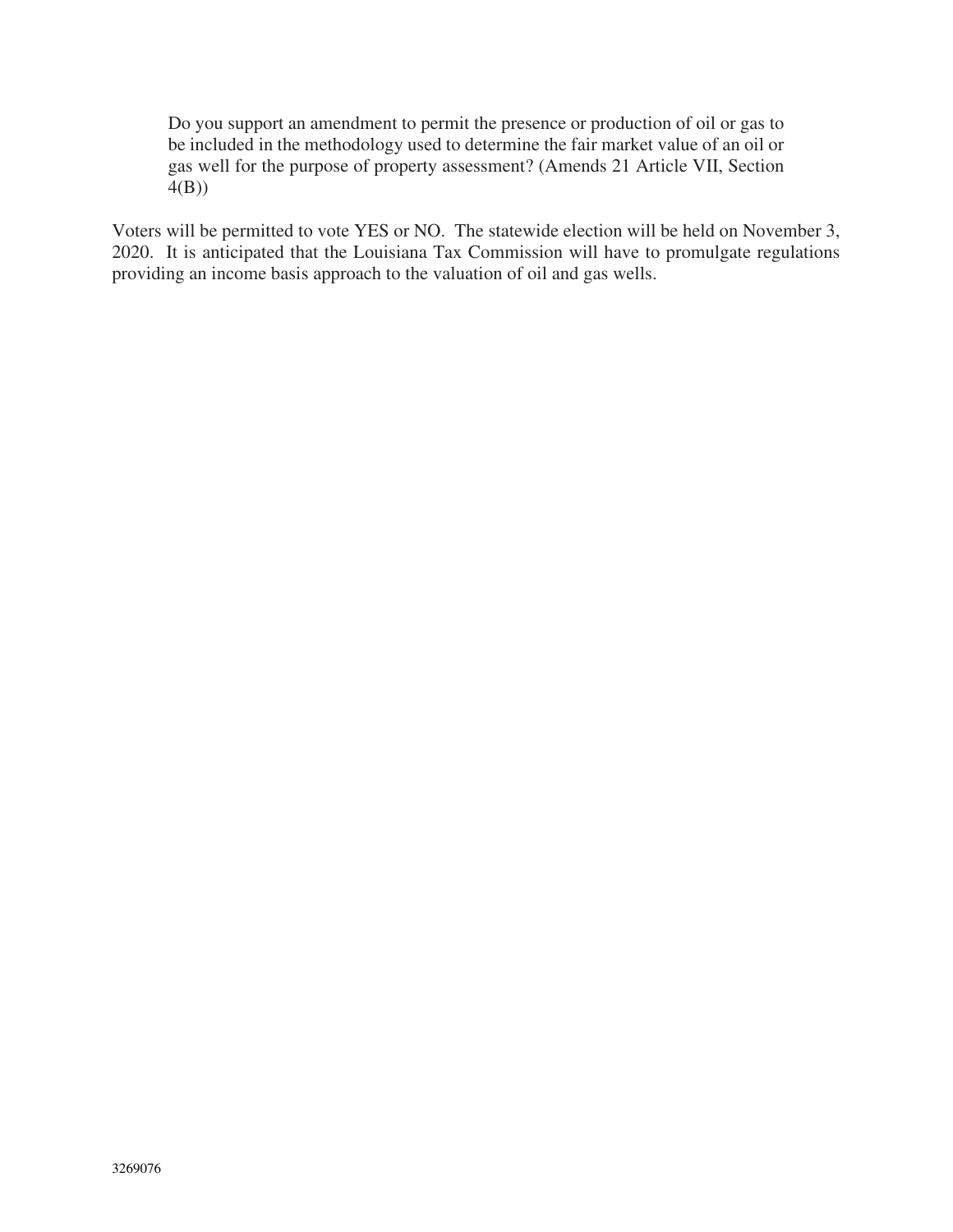> Do you support an amendment to permit the presence or production of oil or gas to be included in the methodology used to determine the fair market value of an oil or gas well for the purpose of property assessment? (Amends 21 Article VII, Section 4(B))

Voters will be permitted to vote YES or NO. The statewide election will be held on November 3, 2020. It is anticipated that the Louisiana Tax Commission will have to promulgate regulations providing an income basis approach to the valuation of oil and gas wells.

3269076